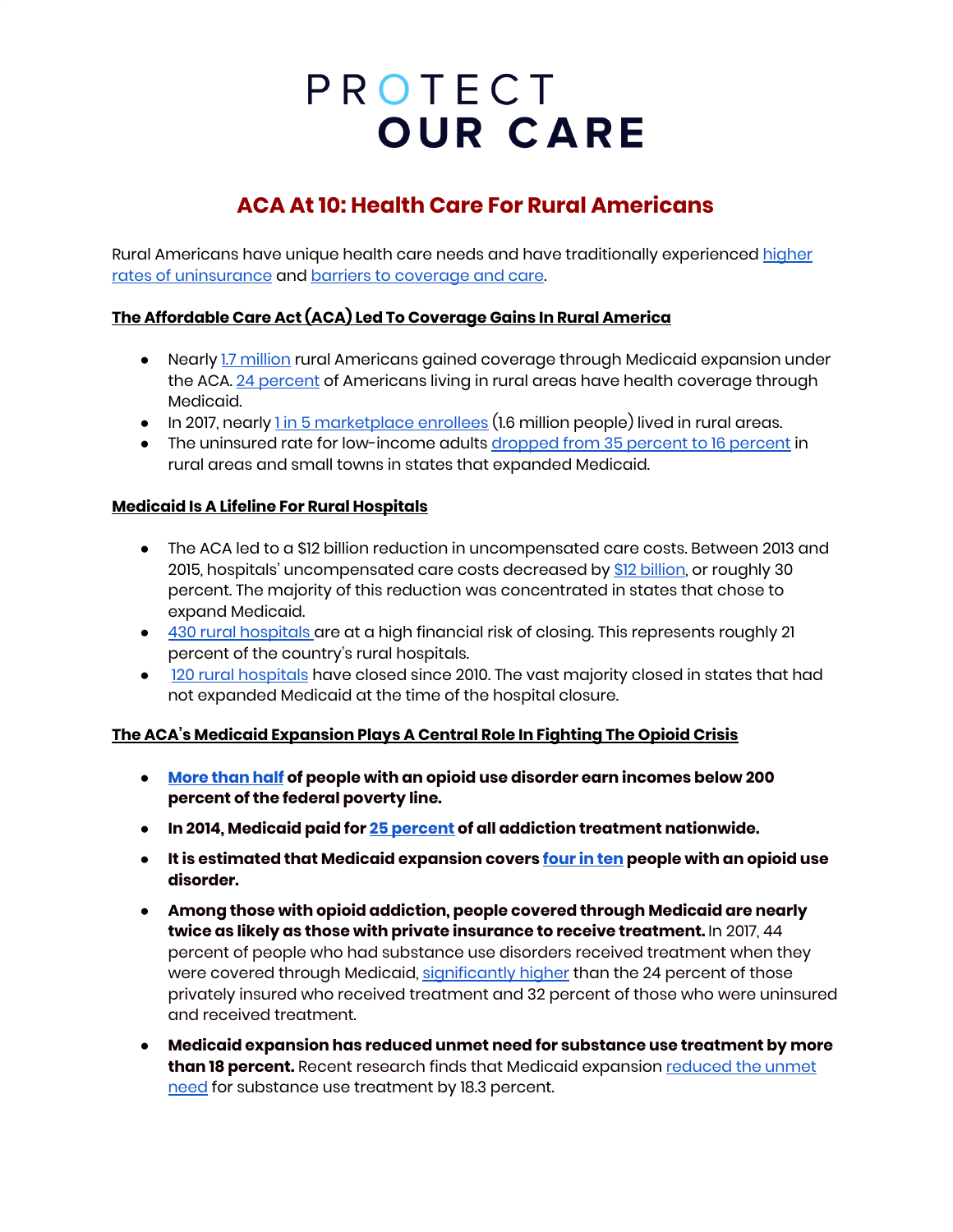PROTECT OUR CARE

# ACA At 10: Health Care For Rural Americans

Rural Americans have unique health care needs and have traditionally experienced higher rates of uninsurance and barriers to coverage and care.

## The Affordable Care Act (ACA) Led To Coverage Gains In Rural America

- Nearly 1.7 million rural Americans gained coverage through Medicaid expansion under the ACA. 24 percent of Americans living in rural areas have health coverage through Medicaid.
- In 2017, nearly 1 in 5 marketplace enrollees (1.6 million people) lived in rural areas.
- The uninsured rate for low-income adults dropped from 35 percent to 16 percent in rural areas and small towns in states that expanded Medicaid.

## Medicaid Is A Lifeline For Rural Hospitals

- The ACA led to a $12 billion reduction in uncompensated care costs. Between 2013 and 2015, hospitals' uncompensated care costs decreased by $12 billion, or roughly 30 percent. The majority of this reduction was concentrated in states that chose to expand Medicaid.
- 430 rural hospitals are at a high financial risk of closing. This represents roughly 21 percent of the country's rural hospitals.
- 120 rural hospitals have closed since 2010. The vast majority closed in states that had not expanded Medicaid at the time of the hospital closure.

## The ACA's Medicaid Expansion Plays A Central Role In Fighting The Opioid Crisis

- **More than half of people with an opioid use disorder earn incomes below 200 percent of the federal poverty line.**
- **In 2014, Medicaid paid for 25 percent of all addiction treatment nationwide.**
- **It is estimated that Medicaid expansion covers four in ten people with an opioid use disorder.**
- **Among those with opioid addiction, people covered through Medicaid are nearly twice as likely as those with private insurance to receive treatment.** In 2017, 44 percent of people who had substance use disorders received treatment when they were covered through Medicaid, significantly higher than the 24 percent of those privately insured who received treatment and 32 percent of those who were uninsured and received treatment.
- **Medicaid expansion has reduced unmet need for substance use treatment by more than 18 percent.** Recent research finds that Medicaid expansion reduced the unmet need for substance use treatment by 18.3 percent.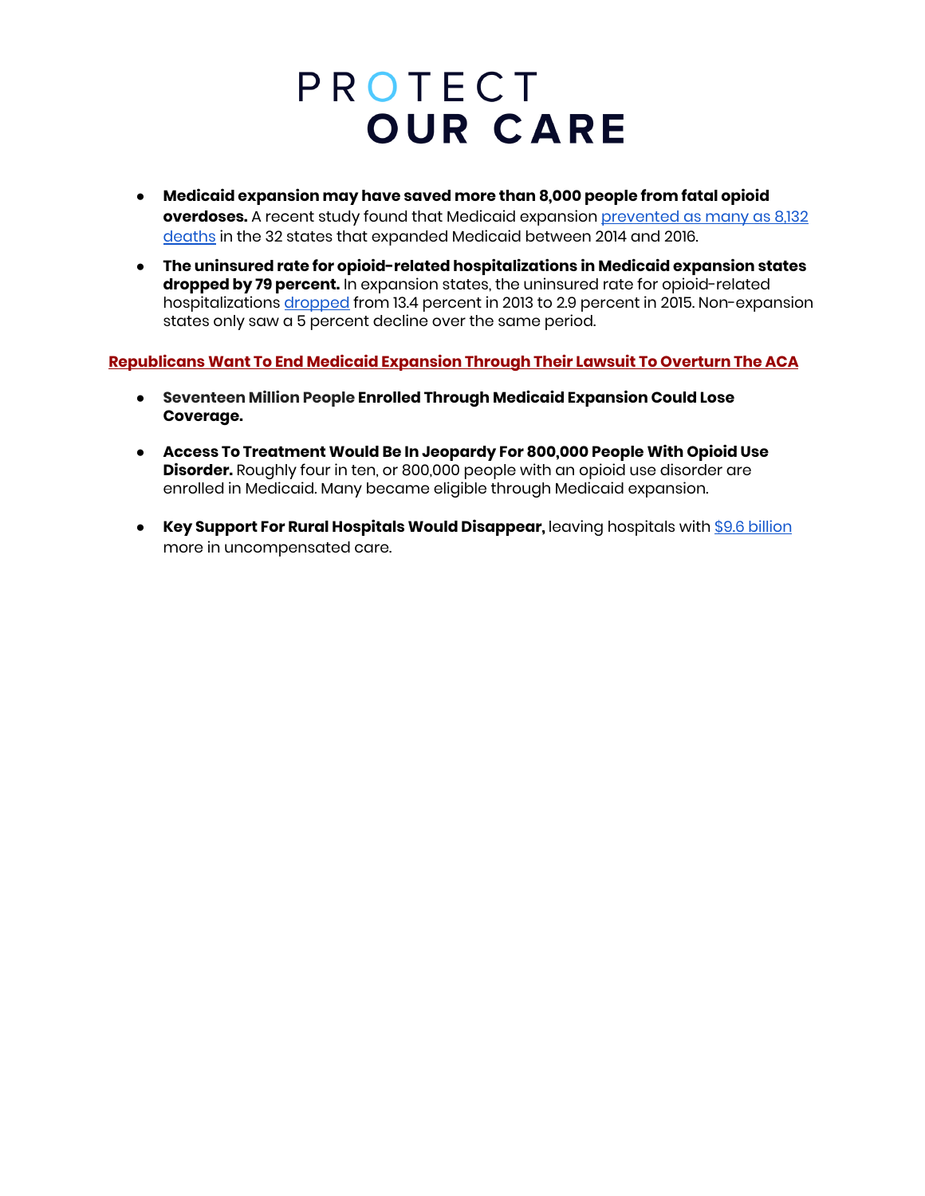# PROTECT OUR CARE

- **Medicaid expansion may have saved more than 8,000 people from fatal opioid overdoses.** A recent study found that Medicaid expansion prevented as many as 8,132 deaths in the 32 states that expanded Medicaid between 2014 and 2016.
- **The uninsured rate for opioid-related hospitalizations in Medicaid expansion states dropped by 79 percent.** In expansion states, the uninsured rate for opioid-related hospitalizations dropped from 13.4 percent in 2013 to 2.9 percent in 2015. Non-expansion states only saw a 5 percent decline over the same period.

## Republicans Want To End Medicaid Expansion Through Their Lawsuit To Overturn The ACA

- **Seventeen Million People Enrolled Through Medicaid Expansion Could Lose Coverage.**
- **Access To Treatment Would Be In Jeopardy For 800,000 People With Opioid Use Disorder.** Roughly four in ten, or 800,000 people with an opioid use disorder are enrolled in Medicaid. Many became eligible through Medicaid expansion.
- **Key Support For Rural Hospitals Would Disappear,** leaving hospitals with $9.6 billion more in uncompensated care.